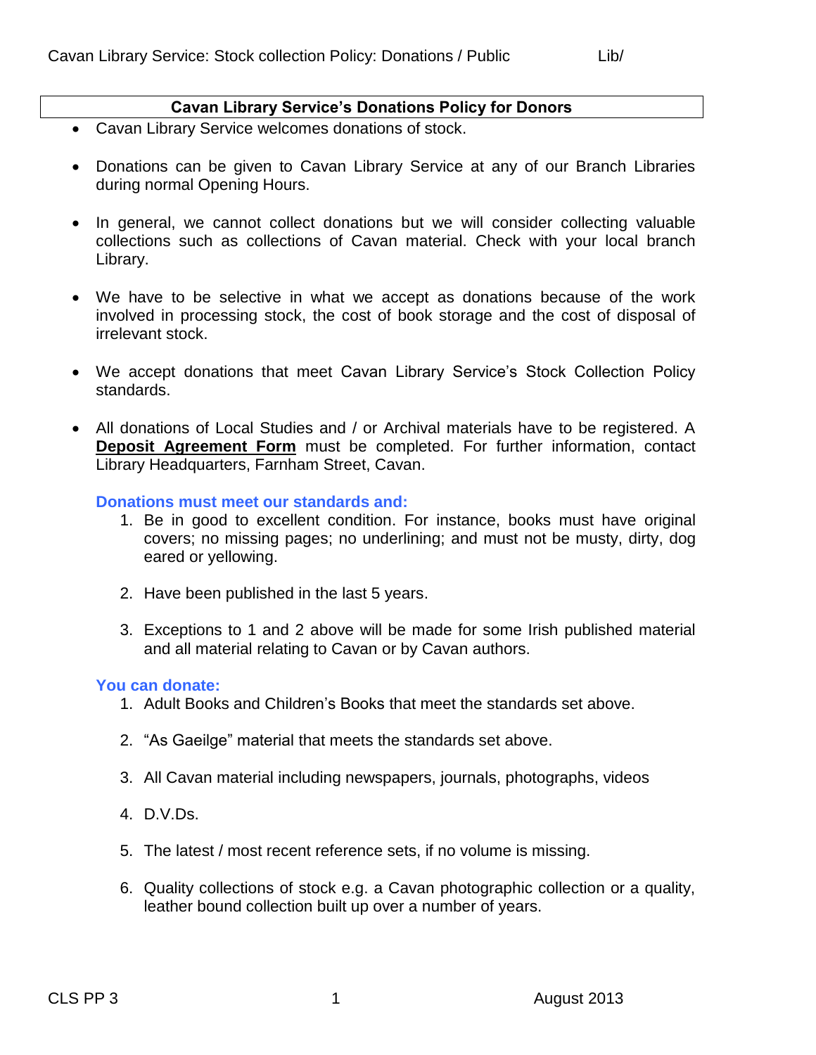## Cavan Library Service's Donations Policy for Donors

- Cavan Library Service welcomes donations of stock.
- Donations can be given to Cavan Library Service at any of our Branch Libraries during normal Opening Hours.
- In general, we cannot collect donations but we will consider collecting valuable collections such as collections of Cavan material. Check with your local branch Library.
- We have to be selective in what we accept as donations because of the work involved in processing stock, the cost of book storage and the cost of disposal of irrelevant stock.
- We accept donations that meet Cavan Library Service's Stock Collection Policy standards.
- All donations of Local Studies and / or Archival materials have to be registered. A **Deposit Agreement Form** must be completed. For further information, contact Library Headquarters, Farnham Street, Cavan.

### Donations must meet our standards and:

1. Be in good to excellent condition. For instance, books must have original covers; no missing pages; no underlining; and must not be musty, dirty, dog eared or yellowing.
2. Have been published in the last 5 years.
3. Exceptions to 1 and 2 above will be made for some Irish published material and all material relating to Cavan or by Cavan authors.

### You can donate:

1. Adult Books and Children's Books that meet the standards set above.
2. "As Gaeilge" material that meets the standards set above.
3. All Cavan material including newspapers, journals, photographs, videos
4. D.V.Ds.
5. The latest / most recent reference sets, if no volume is missing.
6. Quality collections of stock e.g. a Cavan photographic collection or a quality, leather bound collection built up over a number of years.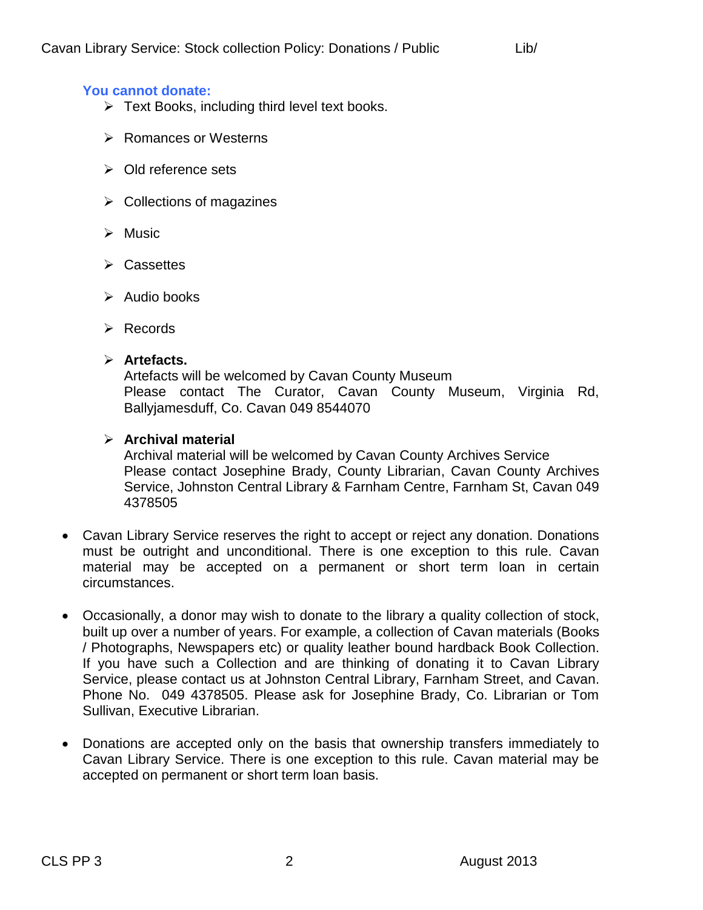### You cannot donate:

- Text Books, including third level text books.
- Romances or Westerns
- Old reference sets
- Collections of magazines
- Music
- Cassettes
- Audio books
- Records
- **Artefacts.**
  Artefacts will be welcomed by Cavan County Museum
  Please contact The Curator, Cavan County Museum, Virginia Rd, Ballyjamesduff, Co. Cavan 049 8544070
- **Archival material**
  Archival material will be welcomed by Cavan County Archives Service
  Please contact Josephine Brady, County Librarian, Cavan County Archives Service, Johnston Central Library & Farnham Centre, Farnham St, Cavan 049 4378505

- Cavan Library Service reserves the right to accept or reject any donation. Donations must be outright and unconditional. There is one exception to this rule. Cavan material may be accepted on a permanent or short term loan in certain circumstances.

- Occasionally, a donor may wish to donate to the library a quality collection of stock, built up over a number of years. For example, a collection of Cavan materials (Books / Photographs, Newspapers etc) or quality leather bound hardback Book Collection. If you have such a Collection and are thinking of donating it to Cavan Library Service, please contact us at Johnston Central Library, Farnham Street, and Cavan. Phone No. 049 4378505. Please ask for Josephine Brady, Co. Librarian or Tom Sullivan, Executive Librarian.

- Donations are accepted only on the basis that ownership transfers immediately to Cavan Library Service. There is one exception to this rule. Cavan material may be accepted on permanent or short term loan basis.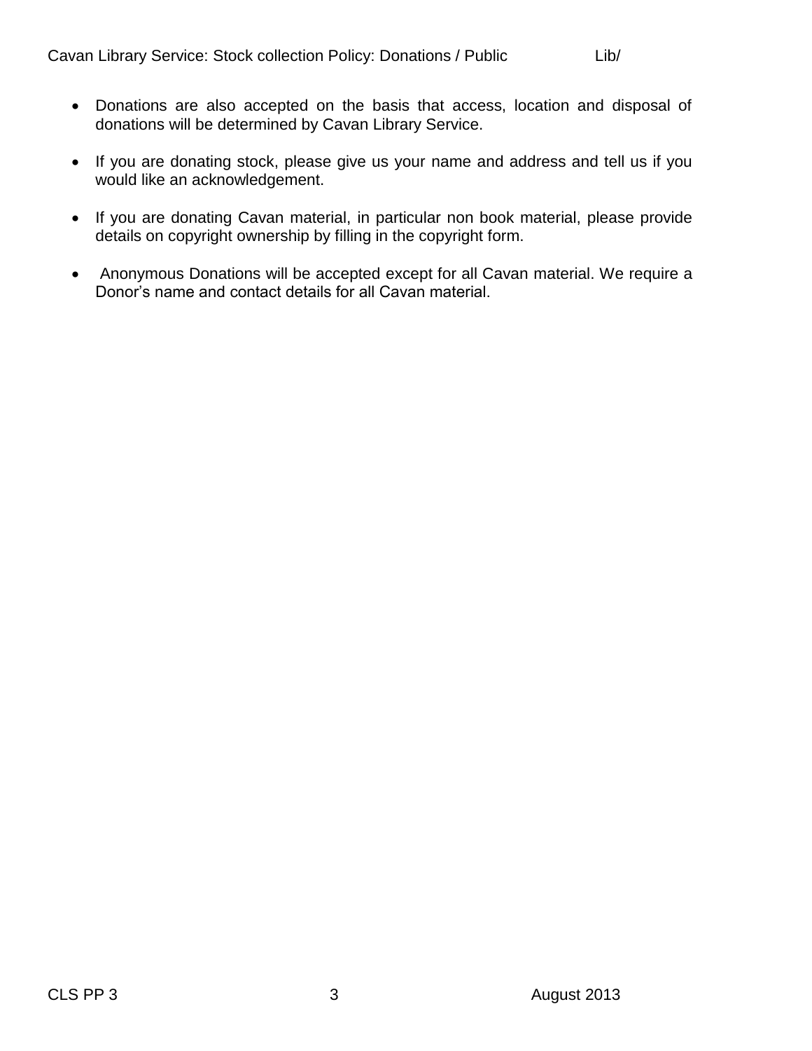- Donations are also accepted on the basis that access, location and disposal of donations will be determined by Cavan Library Service.

- If you are donating stock, please give us your name and address and tell us if you would like an acknowledgement.

- If you are donating Cavan material, in particular non book material, please provide details on copyright ownership by filling in the copyright form.

- Anonymous Donations will be accepted except for all Cavan material. We require a Donor's name and contact details for all Cavan material.